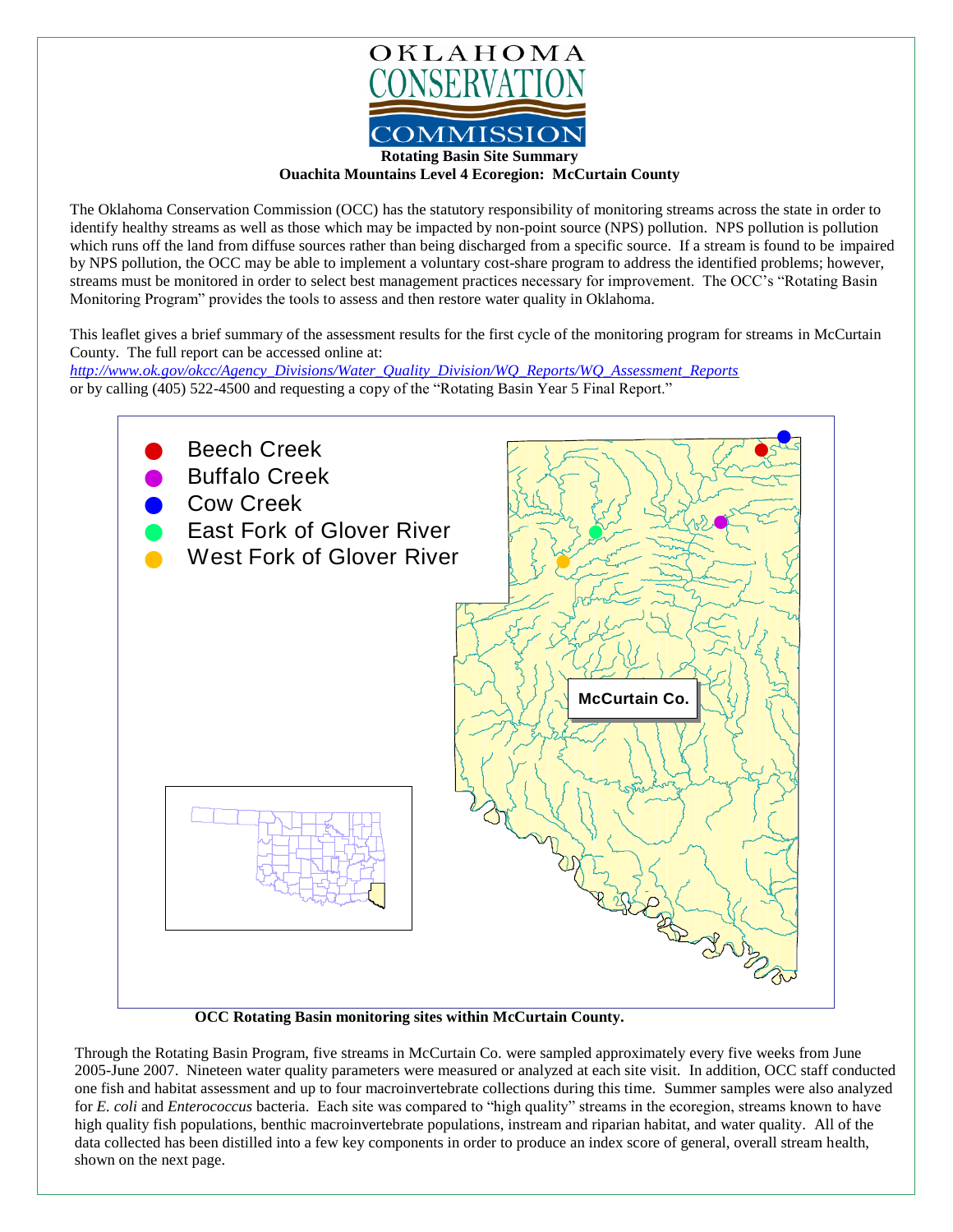OKLAHOMA CONSERVATION COMMISSION

**Rotating Basin Site Summary**

**Ouachita Mountains Level 4 Ecoregion: McCurtain County**

The Oklahoma Conservation Commission (OCC) has the statutory responsibility of monitoring streams across the state in order to identify healthy streams as well as those which may be impacted by non-point source (NPS) pollution. NPS pollution is pollution which runs off the land from diffuse sources rather than being discharged from a specific source. If a stream is found to be impaired by NPS pollution, the OCC may be able to implement a voluntary cost-share program to address the identified problems; however, streams must be monitored in order to select best management practices necessary for improvement. The OCC's "Rotating Basin Monitoring Program" provides the tools to assess and then restore water quality in Oklahoma.

This leaflet gives a brief summary of the assessment results for the first cycle of the monitoring program for streams in McCurtain County. The full report can be accessed online at:
*http://www.ok.gov/okcc/Agency_Divisions/Water_Quality_Division/WQ_Reports/WQ_Assessment_Reports*
or by calling (405) 522-4500 and requesting a copy of the "Rotating Basin Year 5 Final Report."

- Beech Creek
- Buffalo Creek
- Cow Creek
- East Fork of Glover River
- West Fork of Glover River

McCurtain Co.

**OCC Rotating Basin monitoring sites within McCurtain County.**

Through the Rotating Basin Program, five streams in McCurtain Co. were sampled approximately every five weeks from June 2005-June 2007. Nineteen water quality parameters were measured or analyzed at each site visit. In addition, OCC staff conducted one fish and habitat assessment and up to four macroinvertebrate collections during this time. Summer samples were also analyzed for *E. coli* and *Enterococcus* bacteria. Each site was compared to "high quality" streams in the ecoregion, streams known to have high quality fish populations, benthic macroinvertebrate populations, instream and riparian habitat, and water quality. All of the data collected has been distilled into a few key components in order to produce an index score of general, overall stream health, shown on the next page.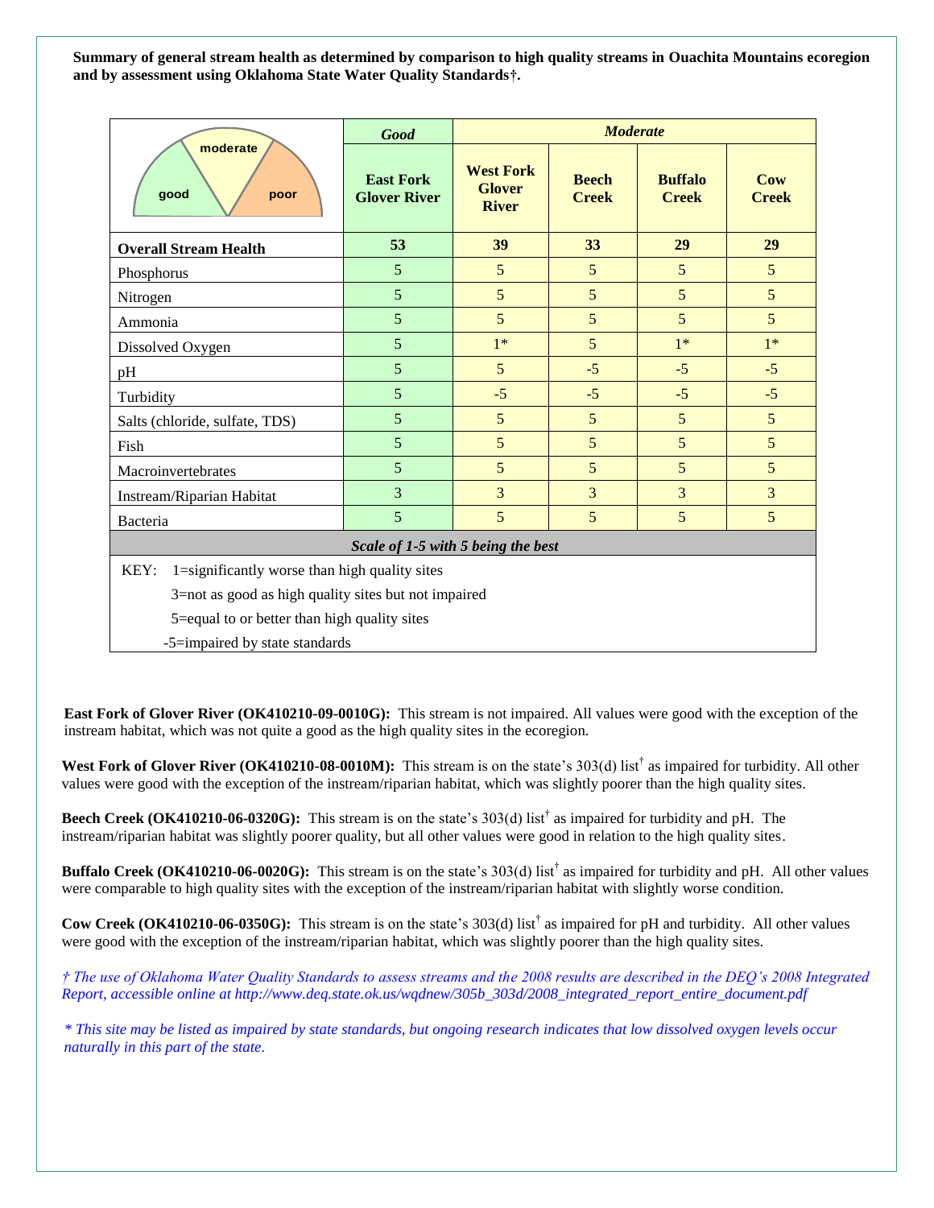**Summary of general stream health as determined by comparison to high quality streams in Ouachita Mountains ecoregion and by assessment using Oklahoma State Water Quality Standards†.**

| | *Good* | *Moderate* | | | |
|---|---|---|---|---|---|
| | **East Fork Glover River** | **West Fork Glover River** | **Beech Creek** | **Buffalo Creek** | **Cow Creek** |
| **Overall Stream Health** | **53** | **39** | **33** | **29** | **29** |
| Phosphorus | 5 | 5 | 5 | 5 | 5 |
| Nitrogen | 5 | 5 | 5 | 5 | 5 |
| Ammonia | 5 | 5 | 5 | 5 | 5 |
| Dissolved Oxygen | 5 | 1* | 5 | 1* | 1* |
| pH | 5 | 5 | -5 | -5 | -5 |
| Turbidity | 5 | -5 | -5 | -5 | -5 |
| Salts (chloride, sulfate, TDS) | 5 | 5 | 5 | 5 | 5 |
| Fish | 5 | 5 | 5 | 5 | 5 |
| Macroinvertebrates | 5 | 5 | 5 | 5 | 5 |
| Instream/Riparian Habitat | 3 | 3 | 3 | 3 | 3 |
| Bacteria | 5 | 5 | 5 | 5 | 5 |

***Scale of 1-5 with 5 being the best***

KEY: 1=significantly worse than high quality sites
3=not as good as high quality sites but not impaired
5=equal to or better than high quality sites
-5=impaired by state standards

**East Fork of Glover River (OK410210-09-0010G):** This stream is not impaired. All values were good with the exception of the instream habitat, which was not quite a good as the high quality sites in the ecoregion.

**West Fork of Glover River (OK410210-08-0010M):** This stream is on the state's 303(d) list† as impaired for turbidity. All other values were good with the exception of the instream/riparian habitat, which was slightly poorer than the high quality sites.

**Beech Creek (OK410210-06-0320G):** This stream is on the state's 303(d) list† as impaired for turbidity and pH. The instream/riparian habitat was slightly poorer quality, but all other values were good in relation to the high quality sites.

**Buffalo Creek (OK410210-06-0020G):** This stream is on the state's 303(d) list† as impaired for turbidity and pH. All other values were comparable to high quality sites with the exception of the instream/riparian habitat with slightly worse condition.

**Cow Creek (OK410210-06-0350G):** This stream is on the state's 303(d) list† as impaired for pH and turbidity. All other values were good with the exception of the instream/riparian habitat, which was slightly poorer than the high quality sites.

*† The use of Oklahoma Water Quality Standards to assess streams and the 2008 results are described in the DEQ's 2008 Integrated Report, accessible online at http://www.deq.state.ok.us/wqdnew/305b_303d/2008_integrated_report_entire_document.pdf*

** This site may be listed as impaired by state standards, but ongoing research indicates that low dissolved oxygen levels occur naturally in this part of the state.*